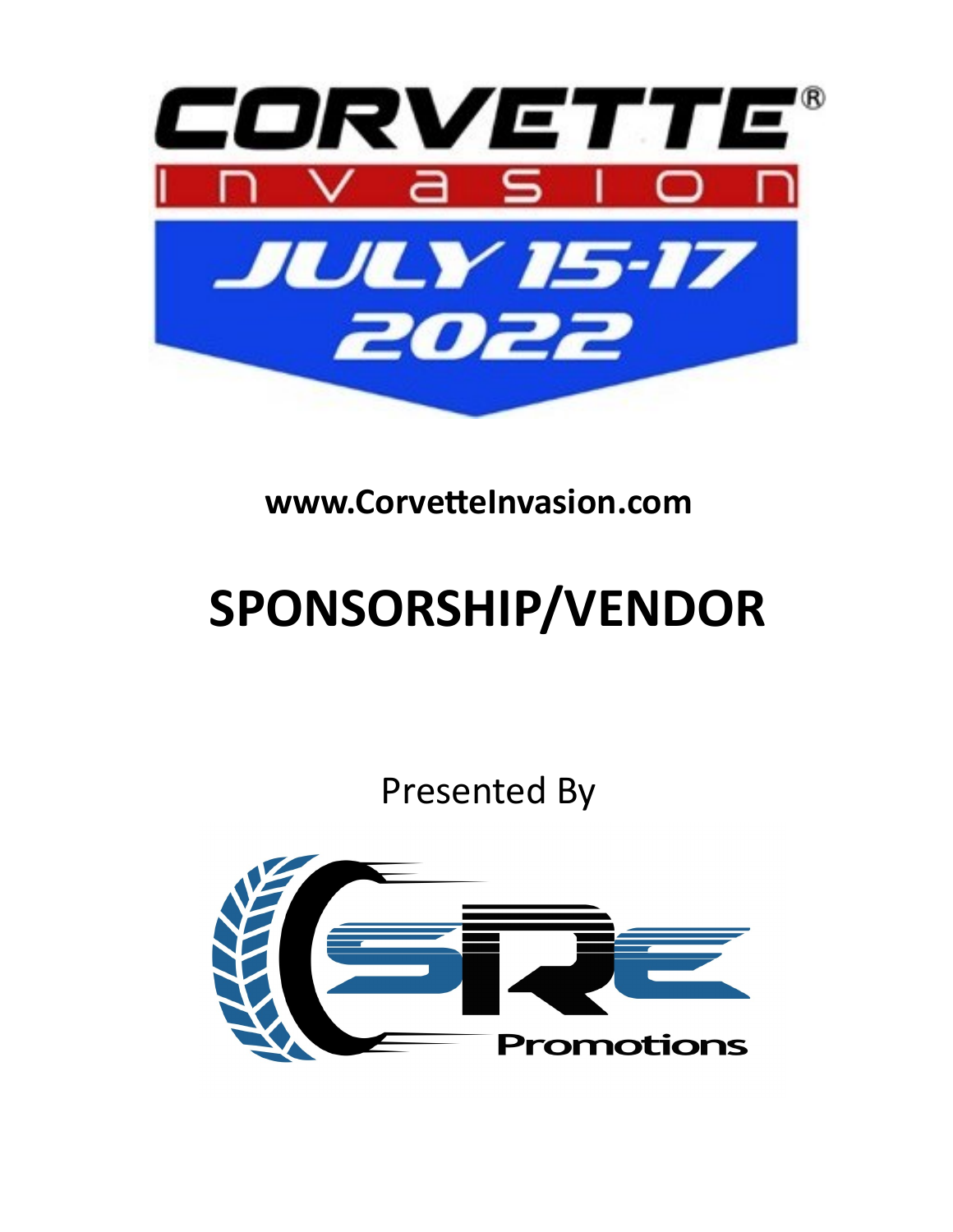# CORVETTE® INVASION

## JULY 15-17 2022

**www.CorvetteInvasion.com**

# SPONSORSHIP/VENDOR

Presented By

SRE Promotions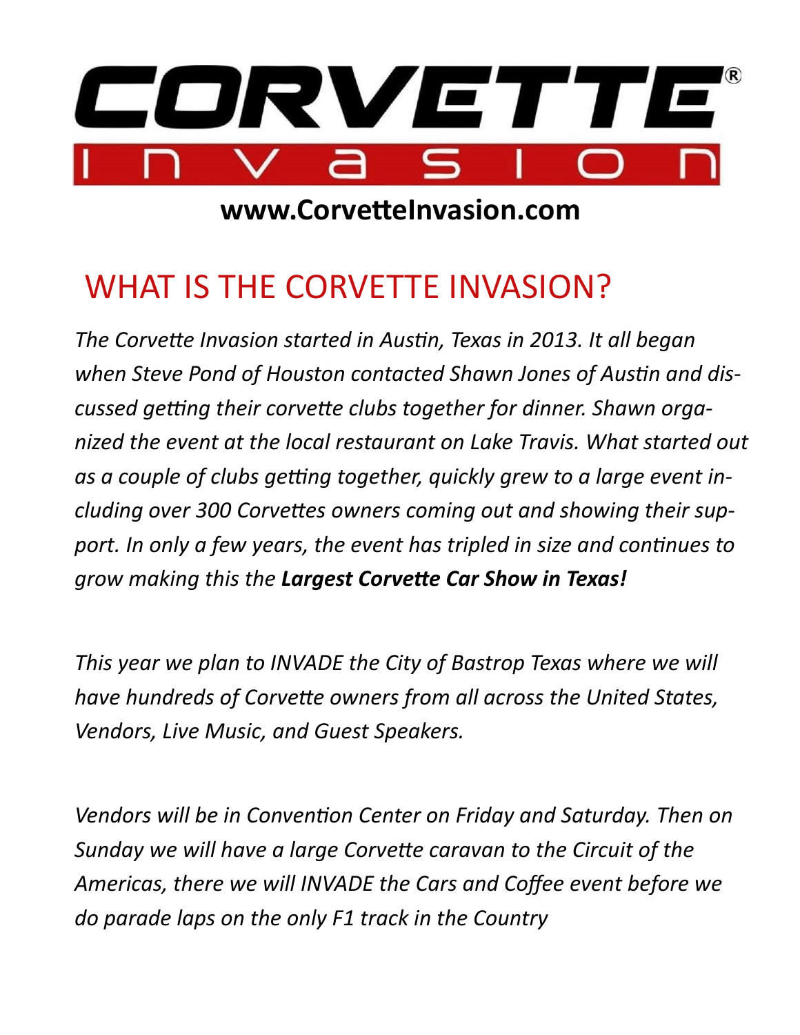# CORVETTE INVASION

**www.CorvetteInvasion.com**

## WHAT IS THE CORVETTE INVASION?

*The Corvette Invasion started in Austin, Texas in 2013. It all began when Steve Pond of Houston contacted Shawn Jones of Austin and discussed getting their corvette clubs together for dinner. Shawn organized the event at the local restaurant on Lake Travis. What started out as a couple of clubs getting together, quickly grew to a large event including over 300 Corvettes owners coming out and showing their support. In only a few years, the event has tripled in size and continues to grow making this the* ***Largest Corvette Car Show in Texas!***

*This year we plan to INVADE the City of Bastrop Texas where we will have hundreds of Corvette owners from all across the United States, Vendors, Live Music, and Guest Speakers.*

*Vendors will be in Convention Center on Friday and Saturday. Then on Sunday we will have a large Corvette caravan to the Circuit of the Americas, there we will INVADE the Cars and Coffee event before we do parade laps on the only F1 track in the Country*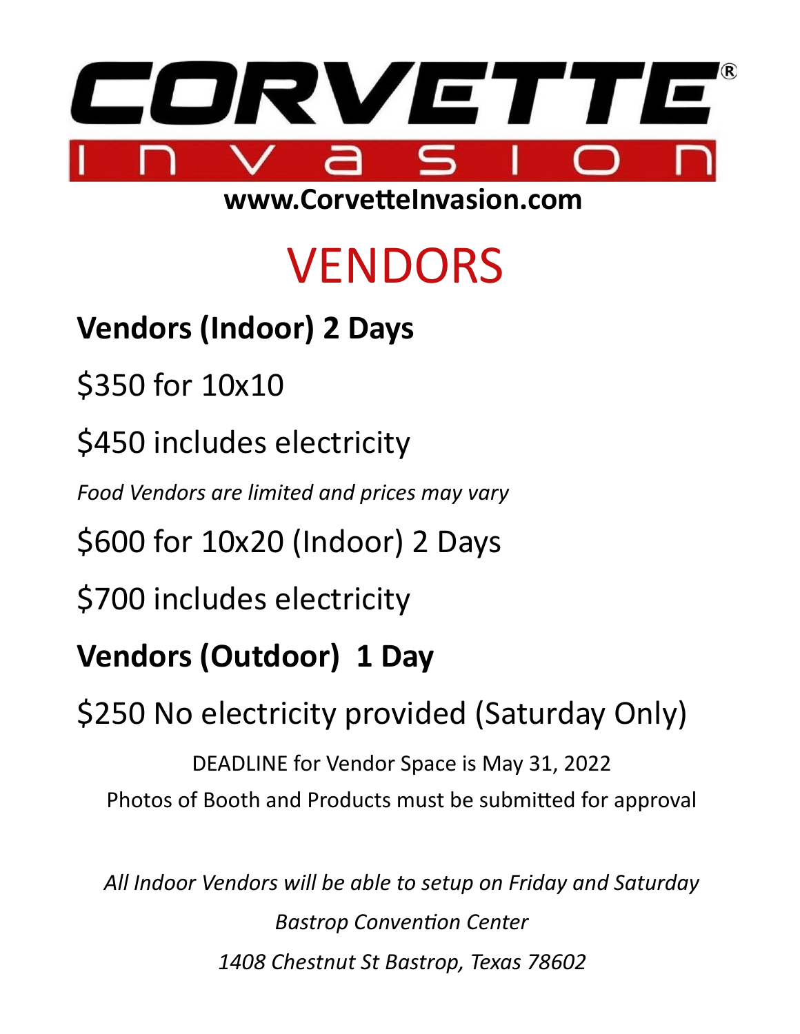# CORVETTE® INVASION

**www.CorvetteInvasion.com**

# VENDORS

## Vendors (Indoor) 2 Days

$350 for 10x10

$450 includes electricity

*Food Vendors are limited and prices may vary*

$600 for 10x20 (Indoor) 2 Days

$700 includes electricity

## Vendors (Outdoor) 1 Day

$250 No electricity provided (Saturday Only)

DEADLINE for Vendor Space is May 31, 2022

Photos of Booth and Products must be submitted for approval

*All Indoor Vendors will be able to setup on Friday and Saturday*

*Bastrop Convention Center*

*1408 Chestnut St Bastrop, Texas 78602*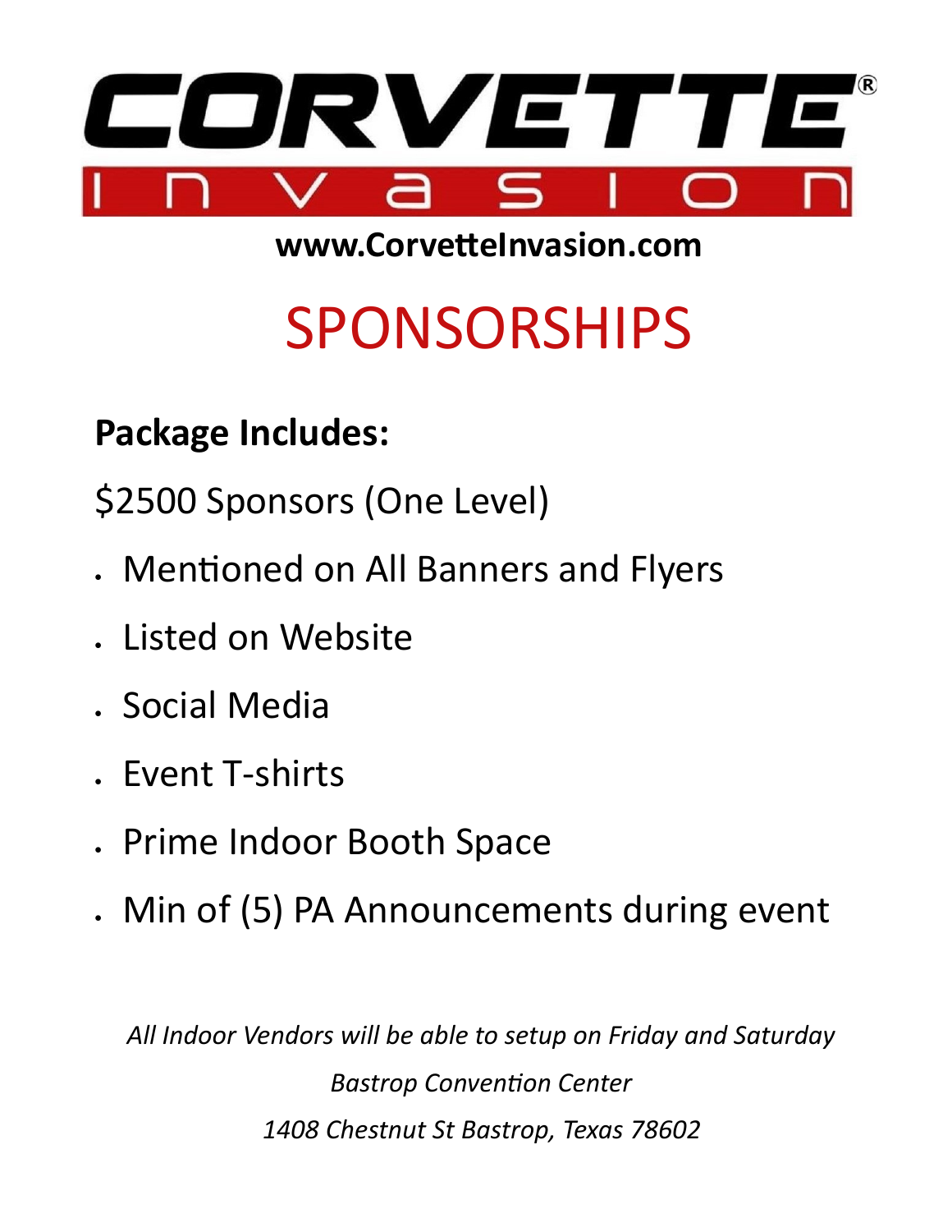# CORVETTE® INVASION

**www.CorvetteInvasion.com**

## SPONSORSHIPS

**Package Includes:**

$2500 Sponsors (One Level)

- Mentioned on All Banners and Flyers
- Listed on Website
- Social Media
- Event T-shirts
- Prime Indoor Booth Space
- Min of (5) PA Announcements during event

*All Indoor Vendors will be able to setup on Friday and Saturday*

*Bastrop Convention Center*

*1408 Chestnut St Bastrop, Texas 78602*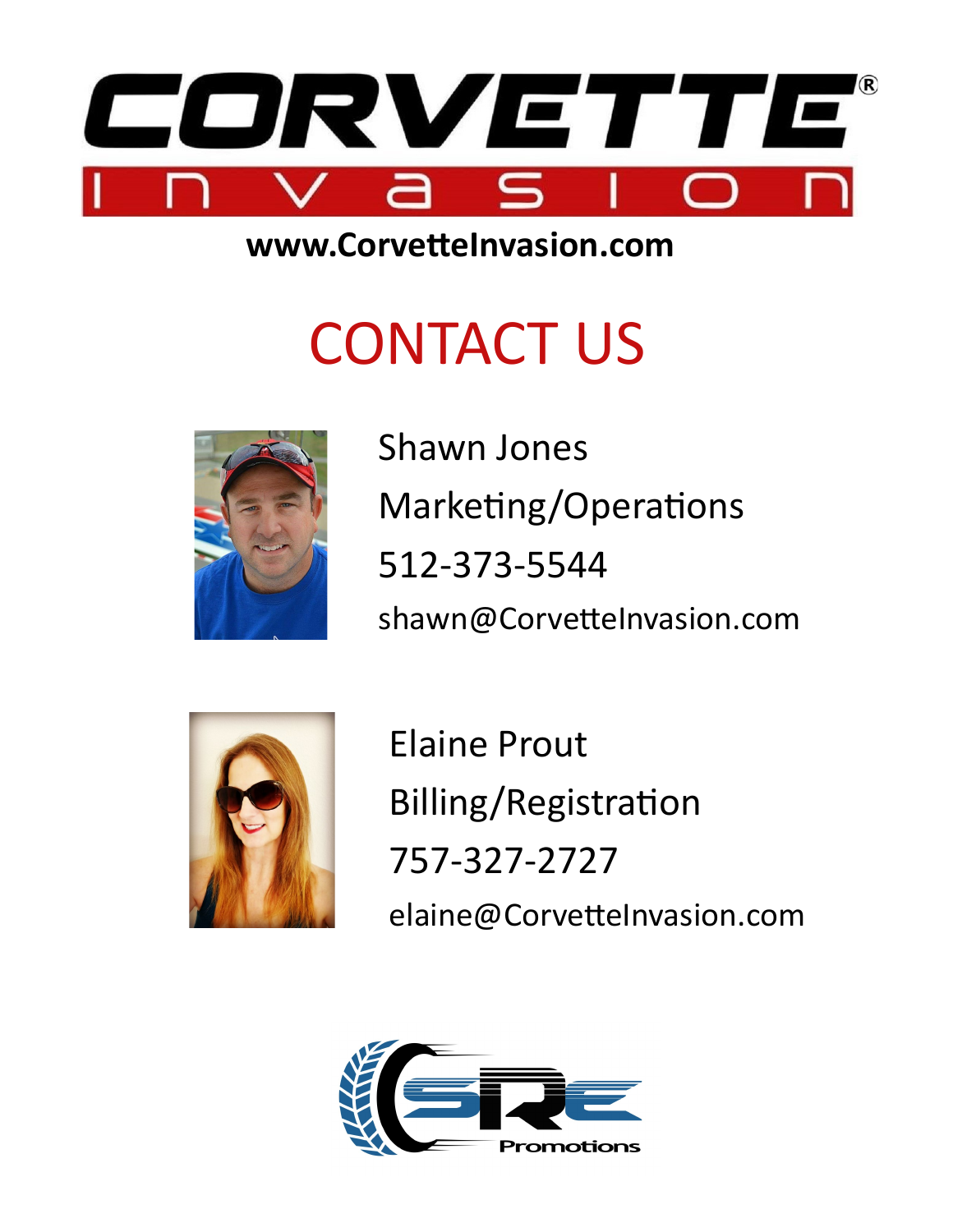# CORVETTE® INVASION

**www.CorvetteInvasion.com**

## CONTACT US

Shawn Jones

Marketing/Operations

512-373-5544

shawn@CorvetteInvasion.com

Elaine Prout

Billing/Registration

757-327-2727

elaine@CorvetteInvasion.com

SRE Promotions